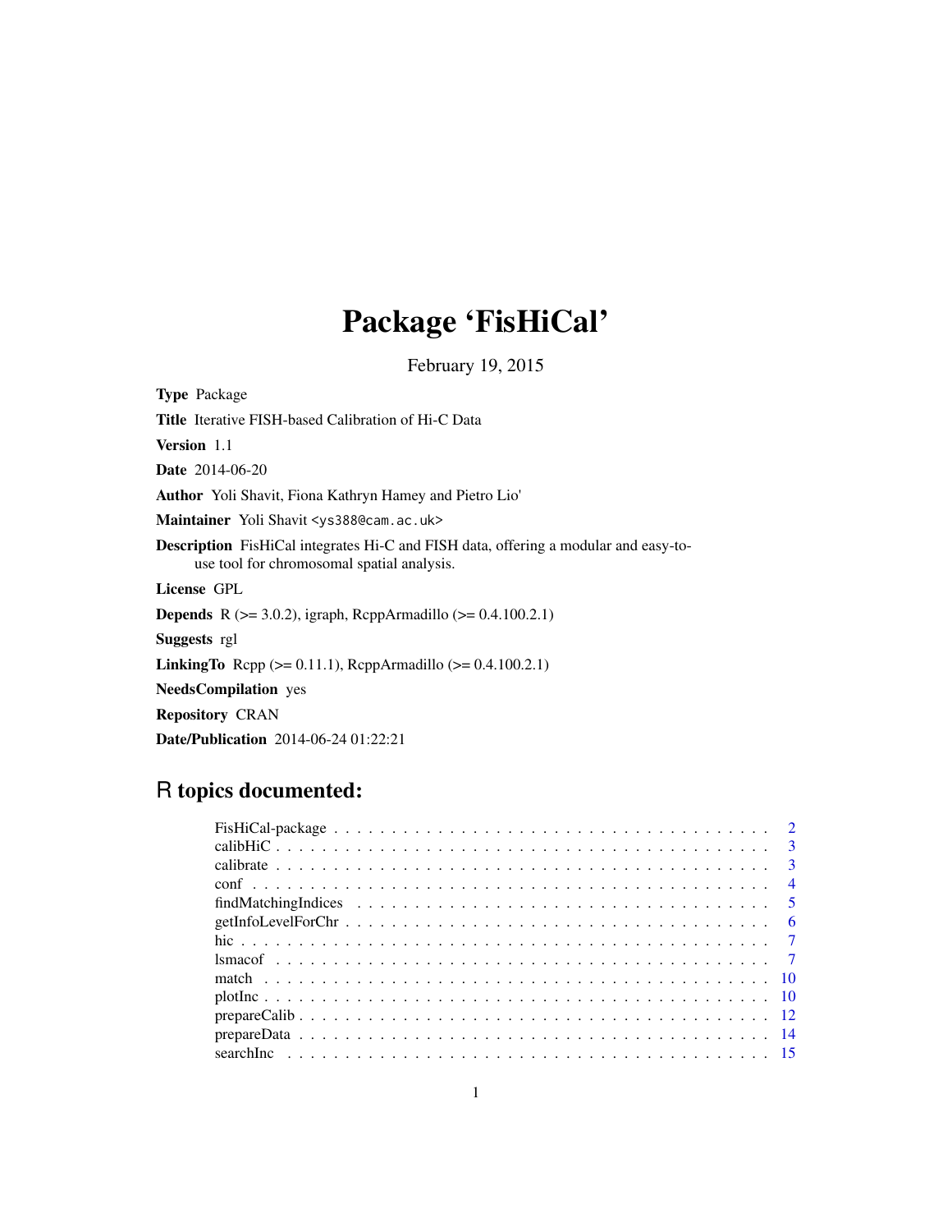# Package 'FisHiCal'

February 19, 2015

**Type** Package

**Title** Iterative FISH-based Calibration of Hi-C Data

**Version** 1.1

**Date** 2014-06-20

**Author** Yoli Shavit, Fiona Kathryn Hamey and Pietro Lio'

**Maintainer** Yoli Shavit <ys388@cam.ac.uk>

**Description** FisHiCal integrates Hi-C and FISH data, offering a modular and easy-to-use tool for chromosomal spatial analysis.

**License** GPL

**Depends** R (>= 3.0.2), igraph, RcppArmadillo (>= 0.4.100.2.1)

**Suggests** rgl

**LinkingTo** Rcpp (>= 0.11.1), RcppArmadillo (>= 0.4.100.2.1)

**NeedsCompilation** yes

**Repository** CRAN

**Date/Publication** 2014-06-24 01:22:21

## R topics documented:

- FisHiCal-package . . . . . . . . . . . . . . . . . . . . . . . . . . . . . . . . . . . 2
- calibHiC . . . . . . . . . . . . . . . . . . . . . . . . . . . . . . . . . . . . . . . . 3
- calibrate . . . . . . . . . . . . . . . . . . . . . . . . . . . . . . . . . . . . . . . . 3
- conf . . . . . . . . . . . . . . . . . . . . . . . . . . . . . . . . . . . . . . . . . . 4
- findMatchingIndices . . . . . . . . . . . . . . . . . . . . . . . . . . . . . . . . . 5
- getInfoLevelForChr . . . . . . . . . . . . . . . . . . . . . . . . . . . . . . . . . 6
- hic . . . . . . . . . . . . . . . . . . . . . . . . . . . . . . . . . . . . . . . . . . . 7
- lsmacof . . . . . . . . . . . . . . . . . . . . . . . . . . . . . . . . . . . . . . . . 7
- match . . . . . . . . . . . . . . . . . . . . . . . . . . . . . . . . . . . . . . . . . 10
- plotInc . . . . . . . . . . . . . . . . . . . . . . . . . . . . . . . . . . . . . . . . . 10
- prepareCalib . . . . . . . . . . . . . . . . . . . . . . . . . . . . . . . . . . . . . 12
- prepareData . . . . . . . . . . . . . . . . . . . . . . . . . . . . . . . . . . . . . . 14
- searchInc . . . . . . . . . . . . . . . . . . . . . . . . . . . . . . . . . . . . . . . 15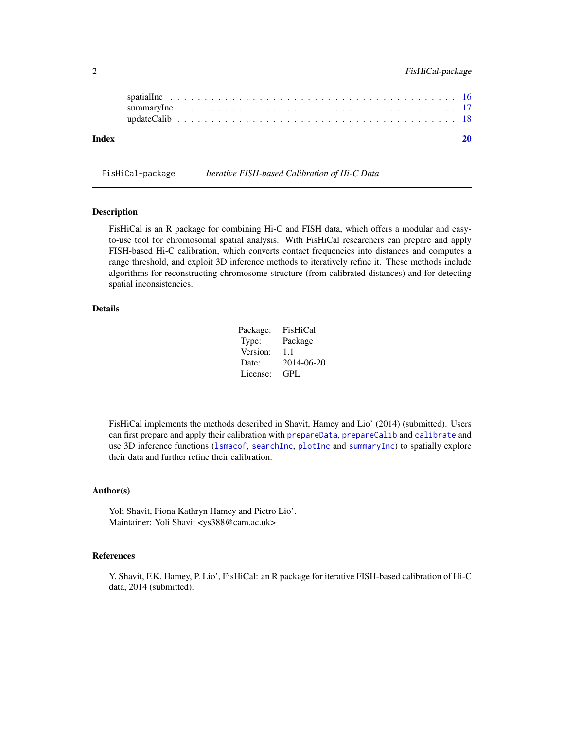spatialInc . . . . . . . . . . . . . . . . . . . . . . . . . . . . . . . . . . . . . . . 16
summaryInc . . . . . . . . . . . . . . . . . . . . . . . . . . . . . . . . . . . . . . . 17
updateCalib . . . . . . . . . . . . . . . . . . . . . . . . . . . . . . . . . . . . . . . 18

**Index** **20**

---

FisHiCal-package *Iterative FISH-based Calibration of Hi-C Data*

---

## Description

FisHiCal is an R package for combining Hi-C and FISH data, which offers a modular and easy-to-use tool for chromosomal spatial analysis. With FisHiCal researchers can prepare and apply FISH-based Hi-C calibration, which converts contact frequencies into distances and computes a range threshold, and exploit 3D inference methods to iteratively refine it. These methods include algorithms for reconstructing chromosome structure (from calibrated distances) and for detecting spatial inconsistencies.

## Details

| | |
|---|---|
| Package: | FisHiCal |
| Type: | Package |
| Version: | 1.1 |
| Date: | 2014-06-20 |
| License: | GPL |

FisHiCal implements the methods described in Shavit, Hamey and Lio' (2014) (submitted). Users can first prepare and apply their calibration with `prepareData`, `prepareCalib` and `calibrate` and use 3D inference functions (`lsmacof`, `searchInc`, `plotInc` and `summaryInc`) to spatially explore their data and further refine their calibration.

## Author(s)

Yoli Shavit, Fiona Kathryn Hamey and Pietro Lio'.
Maintainer: Yoli Shavit <ys388@cam.ac.uk>

## References

Y. Shavit, F.K. Hamey, P. Lio', FisHiCal: an R package for iterative FISH-based calibration of Hi-C data, 2014 (submitted).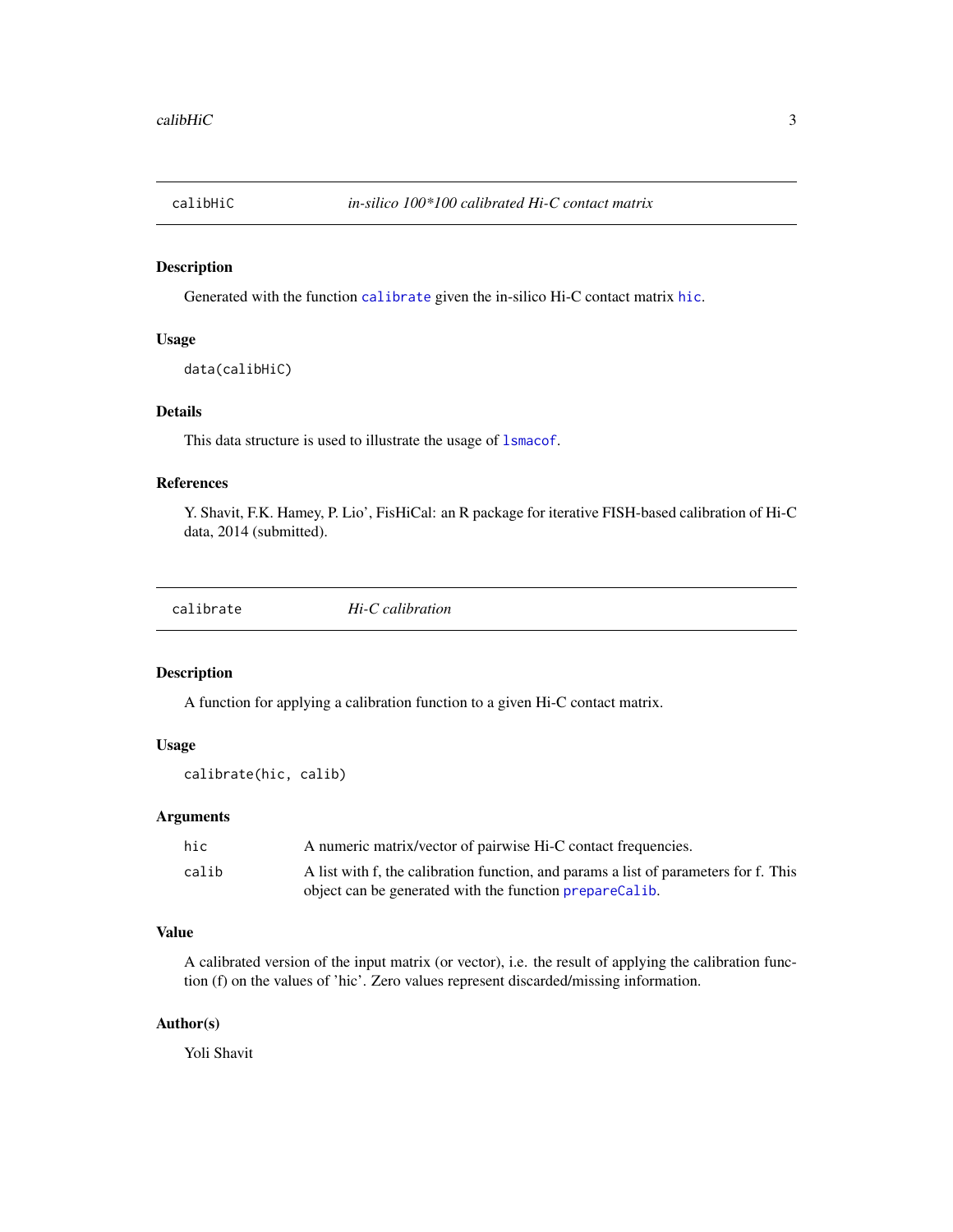## calibHiC — *in-silico 100*100 calibrated Hi-C contact matrix*

### Description

Generated with the function `calibrate` given the in-silico Hi-C contact matrix `hic`.

### Usage

```
data(calibHiC)
```

### Details

This data structure is used to illustrate the usage of `lsmacof`.

### References

Y. Shavit, F.K. Hamey, P. Lio', FisHiCal: an R package for iterative FISH-based calibration of Hi-C data, 2014 (submitted).

## calibrate — *Hi-C calibration*

### Description

A function for applying a calibration function to a given Hi-C contact matrix.

### Usage

```
calibrate(hic, calib)
```

### Arguments

| | |
|---|---|
| `hic` | A numeric matrix/vector of pairwise Hi-C contact frequencies. |
| `calib` | A list with f, the calibration function, and params a list of parameters for f. This object can be generated with the function `prepareCalib`. |

### Value

A calibrated version of the input matrix (or vector), i.e. the result of applying the calibration function (f) on the values of 'hic'. Zero values represent discarded/missing information.

### Author(s)

Yoli Shavit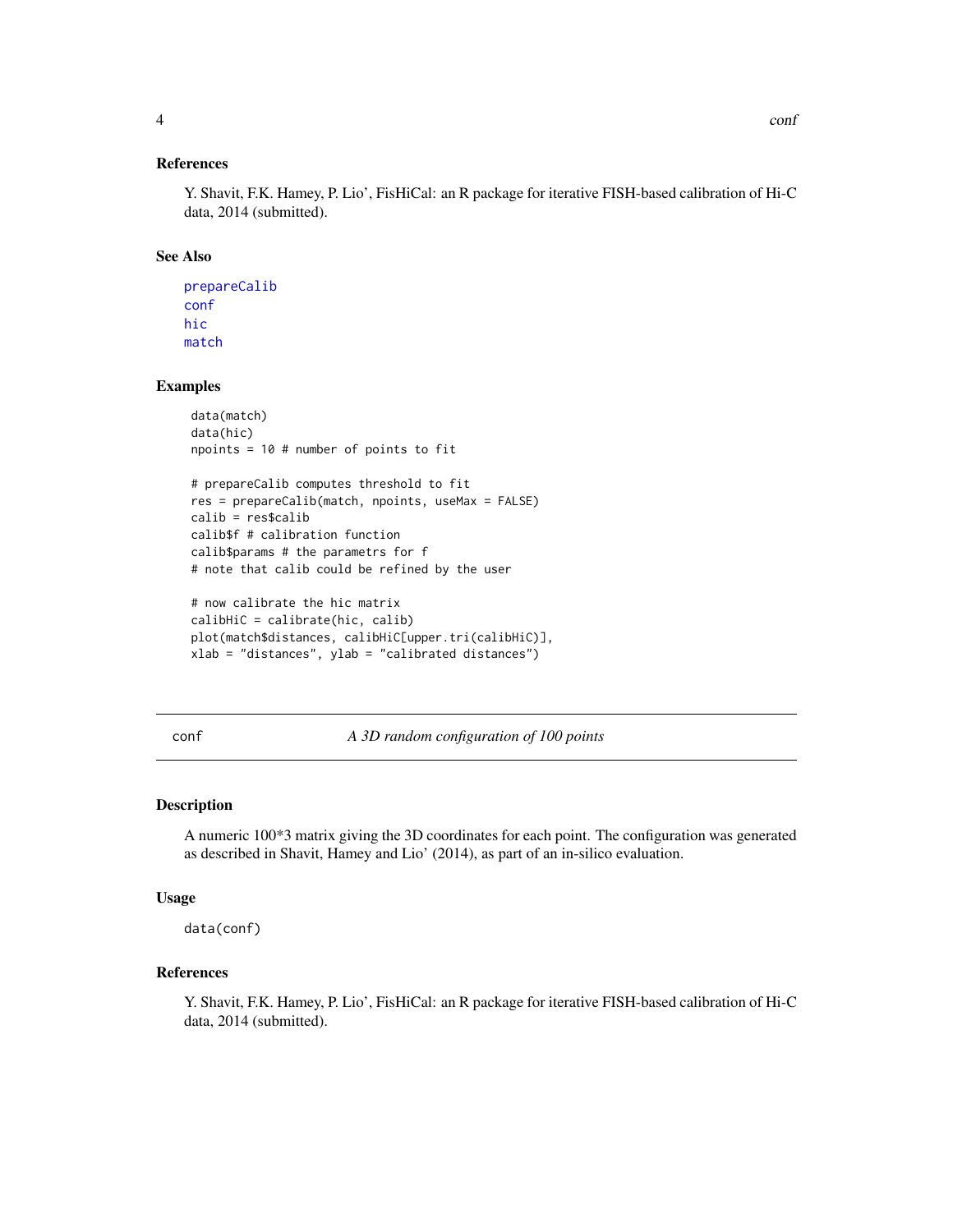## References

Y. Shavit, F.K. Hamey, P. Lio', FisHiCal: an R package for iterative FISH-based calibration of Hi-C data, 2014 (submitted).

## See Also

prepareCalib
conf
hic
match

## Examples

```
data(match)
data(hic)
npoints = 10 # number of points to fit

# prepareCalib computes threshold to fit
res = prepareCalib(match, npoints, useMax = FALSE)
calib = res$calib
calib$f # calibration function
calib$params # the parametrs for f
# note that calib could be refined by the user

# now calibrate the hic matrix
calibHiC = calibrate(hic, calib)
plot(match$distances, calibHiC[upper.tri(calibHiC)],
xlab = "distances", ylab = "calibrated distances")
```

---

# conf *A 3D random configuration of 100 points*

## Description

A numeric 100*3 matrix giving the 3D coordinates for each point. The configuration was generated as described in Shavit, Hamey and Lio' (2014), as part of an in-silico evaluation.

## Usage

```
data(conf)
```

## References

Y. Shavit, F.K. Hamey, P. Lio', FisHiCal: an R package for iterative FISH-based calibration of Hi-C data, 2014 (submitted).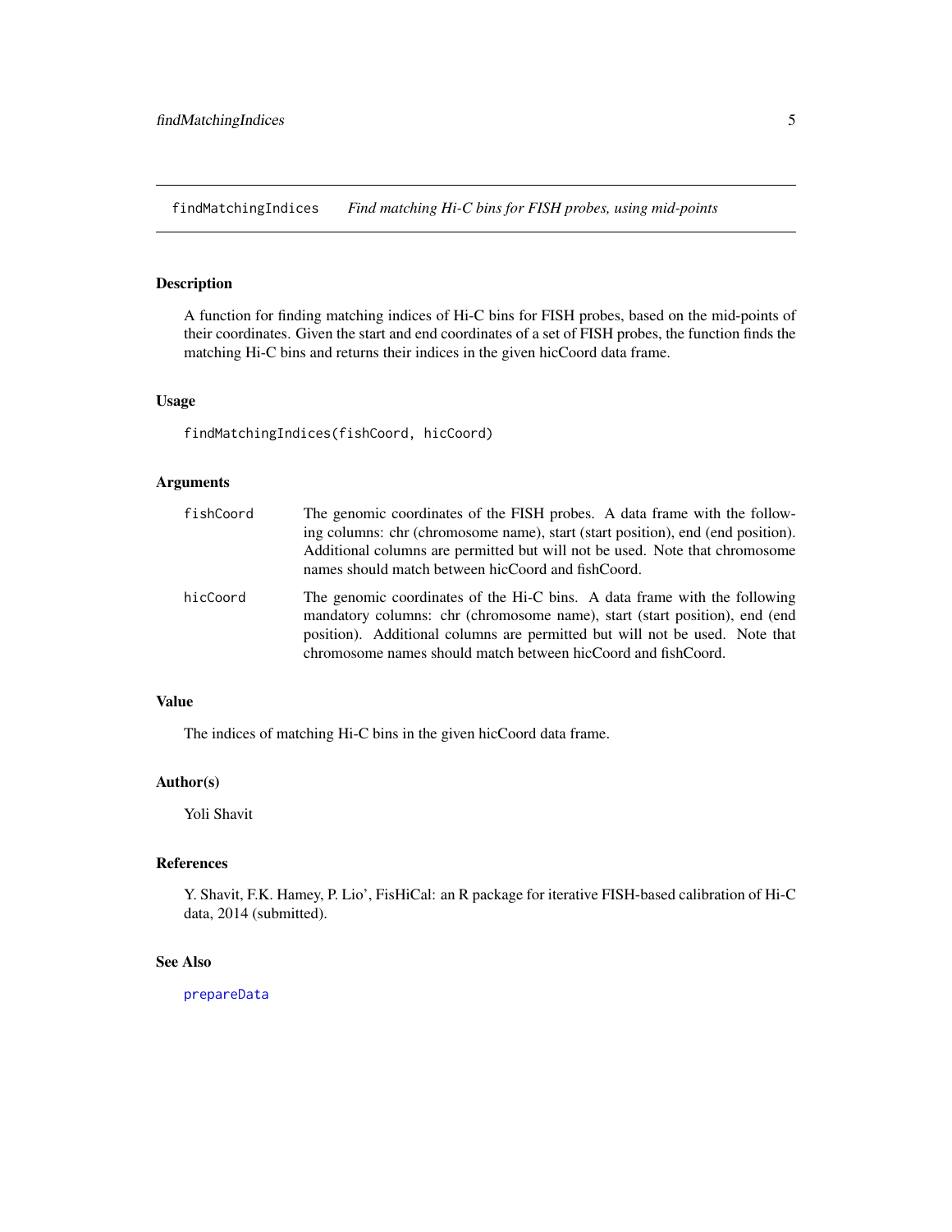## findMatchingIndices *Find matching Hi-C bins for FISH probes, using mid-points*

### Description

A function for finding matching indices of Hi-C bins for FISH probes, based on the mid-points of their coordinates. Given the start and end coordinates of a set of FISH probes, the function finds the matching Hi-C bins and returns their indices in the given hicCoord data frame.

### Usage

```
findMatchingIndices(fishCoord, hicCoord)
```

### Arguments

| | |
|---|---|
| fishCoord | The genomic coordinates of the FISH probes. A data frame with the following columns: chr (chromosome name), start (start position), end (end position). Additional columns are permitted but will not be used. Note that chromosome names should match between hicCoord and fishCoord. |
| hicCoord | The genomic coordinates of the Hi-C bins. A data frame with the following mandatory columns: chr (chromosome name), start (start position), end (end position). Additional columns are permitted but will not be used. Note that chromosome names should match between hicCoord and fishCoord. |

### Value

The indices of matching Hi-C bins in the given hicCoord data frame.

### Author(s)

Yoli Shavit

### References

Y. Shavit, F.K. Hamey, P. Lio', FisHiCal: an R package for iterative FISH-based calibration of Hi-C data, 2014 (submitted).

### See Also

prepareData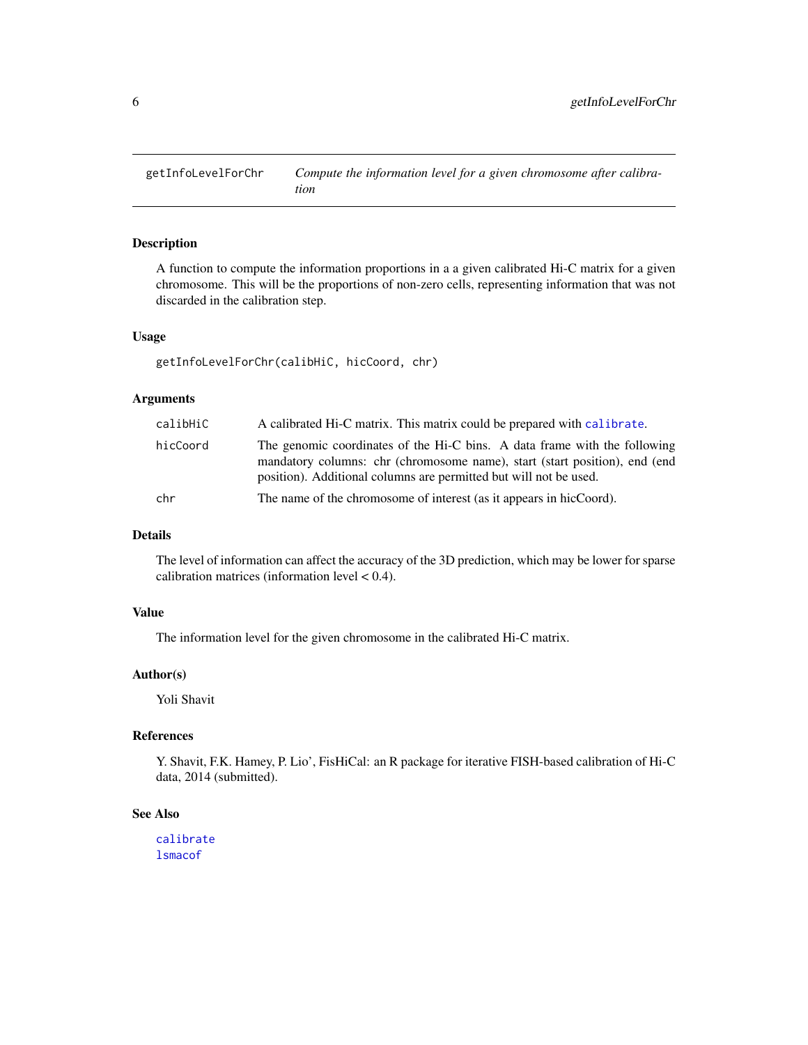# getInfoLevelForChr

*Compute the information level for a given chromosome after calibration*

## Description

A function to compute the information proportions in a a given calibrated Hi-C matrix for a given chromosome. This will be the proportions of non-zero cells, representing information that was not discarded in the calibration step.

## Usage

```
getInfoLevelForChr(calibHiC, hicCoord, chr)
```

## Arguments

| | |
|---|---|
| calibHiC | A calibrated Hi-C matrix. This matrix could be prepared with calibrate. |
| hicCoord | The genomic coordinates of the Hi-C bins. A data frame with the following mandatory columns: chr (chromosome name), start (start position), end (end position). Additional columns are permitted but will not be used. |
| chr | The name of the chromosome of interest (as it appears in hicCoord). |

## Details

The level of information can affect the accuracy of the 3D prediction, which may be lower for sparse calibration matrices (information level < 0.4).

## Value

The information level for the given chromosome in the calibrated Hi-C matrix.

## Author(s)

Yoli Shavit

## References

Y. Shavit, F.K. Hamey, P. Lio', FisHiCal: an R package for iterative FISH-based calibration of Hi-C data, 2014 (submitted).

## See Also

calibrate
lsmacof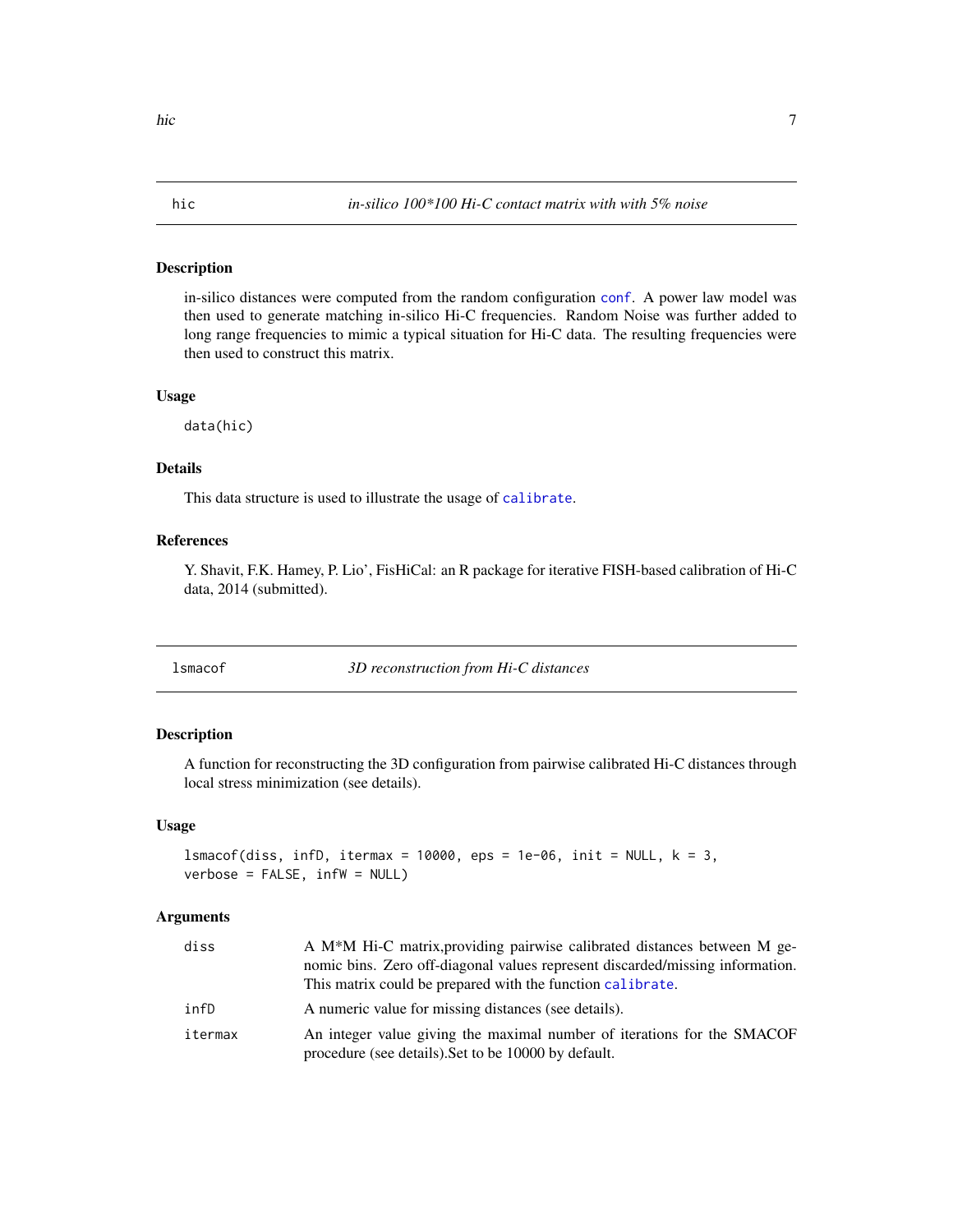## hic *in-silico 100*100 Hi-C contact matrix with with 5% noise*

### Description

in-silico distances were computed from the random configuration `conf`. A power law model was then used to generate matching in-silico Hi-C frequencies. Random Noise was further added to long range frequencies to mimic a typical situation for Hi-C data. The resulting frequencies were then used to construct this matrix.

### Usage

```
data(hic)
```

### Details

This data structure is used to illustrate the usage of `calibrate`.

### References

Y. Shavit, F.K. Hamey, P. Lio', FisHiCal: an R package for iterative FISH-based calibration of Hi-C data, 2014 (submitted).

## lsmacof *3D reconstruction from Hi-C distances*

### Description

A function for reconstructing the 3D configuration from pairwise calibrated Hi-C distances through local stress minimization (see details).

### Usage

```
lsmacof(diss, infD, itermax = 10000, eps = 1e-06, init = NULL, k = 3,
verbose = FALSE, infW = NULL)
```

### Arguments

| | |
|---|---|
| `diss` | A M*M Hi-C matrix,providing pairwise calibrated distances between M genomic bins. Zero off-diagonal values represent discarded/missing information. This matrix could be prepared with the function `calibrate`. |
| `infD` | A numeric value for missing distances (see details). |
| `itermax` | An integer value giving the maximal number of iterations for the SMACOF procedure (see details).Set to be 10000 by default. |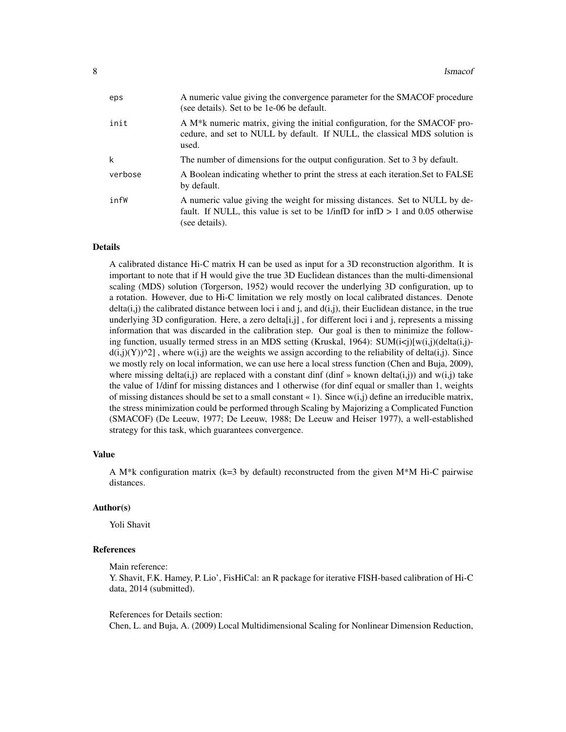| | |
|---|---|
| eps | A numeric value giving the convergence parameter for the SMACOF procedure (see details). Set to be 1e-06 be default. |
| init | A M*k numeric matrix, giving the initial configuration, for the SMACOF procedure, and set to NULL by default. If NULL, the classical MDS solution is used. |
| k | The number of dimensions for the output configuration. Set to 3 by default. |
| verbose | A Boolean indicating whether to print the stress at each iteration.Set to FALSE by default. |
| infW | A numeric value giving the weight for missing distances. Set to NULL by default. If NULL, this value is set to be 1/infD for infD > 1 and 0.05 otherwise (see details). |

### Details

A calibrated distance Hi-C matrix H can be used as input for a 3D reconstruction algorithm. It is important to note that if H would give the true 3D Euclidean distances than the multi-dimensional scaling (MDS) solution (Torgerson, 1952) would recover the underlying 3D configuration, up to a rotation. However, due to Hi-C limitation we rely mostly on local calibrated distances. Denote delta(i,j) the calibrated distance between loci i and j, and d(i,j), their Euclidean distance, in the true underlying 3D configuration. Here, a zero delta[i,j] , for different loci i and j, represents a missing information that was discarded in the calibration step. Our goal is then to minimize the following function, usually termed stress in an MDS setting (Kruskal, 1964): SUM(i<j)[w(i,j)(delta(i,j)-d(i,j)(Y))^2] , where w(i,j) are the weights we assign according to the reliability of delta(i,j). Since we mostly rely on local information, we can use here a local stress function (Chen and Buja, 2009), where missing delta(i,j) are replaced with a constant dinf (dinf » known delta(i,j)) and w(i,j) take the value of 1/dinf for missing distances and 1 otherwise (for dinf equal or smaller than 1, weights of missing distances should be set to a small constant « 1). Since w(i,j) define an irreducible matrix, the stress minimization could be performed through Scaling by Majorizing a Complicated Function (SMACOF) (De Leeuw, 1977; De Leeuw, 1988; De Leeuw and Heiser 1977), a well-established strategy for this task, which guarantees convergence.

### Value

A M*k configuration matrix (k=3 by default) reconstructed from the given M*M Hi-C pairwise distances.

### Author(s)

Yoli Shavit

### References

Main reference:
Y. Shavit, F.K. Hamey, P. Lio', FisHiCal: an R package for iterative FISH-based calibration of Hi-C data, 2014 (submitted).

References for Details section:
Chen, L. and Buja, A. (2009) Local Multidimensional Scaling for Nonlinear Dimension Reduction,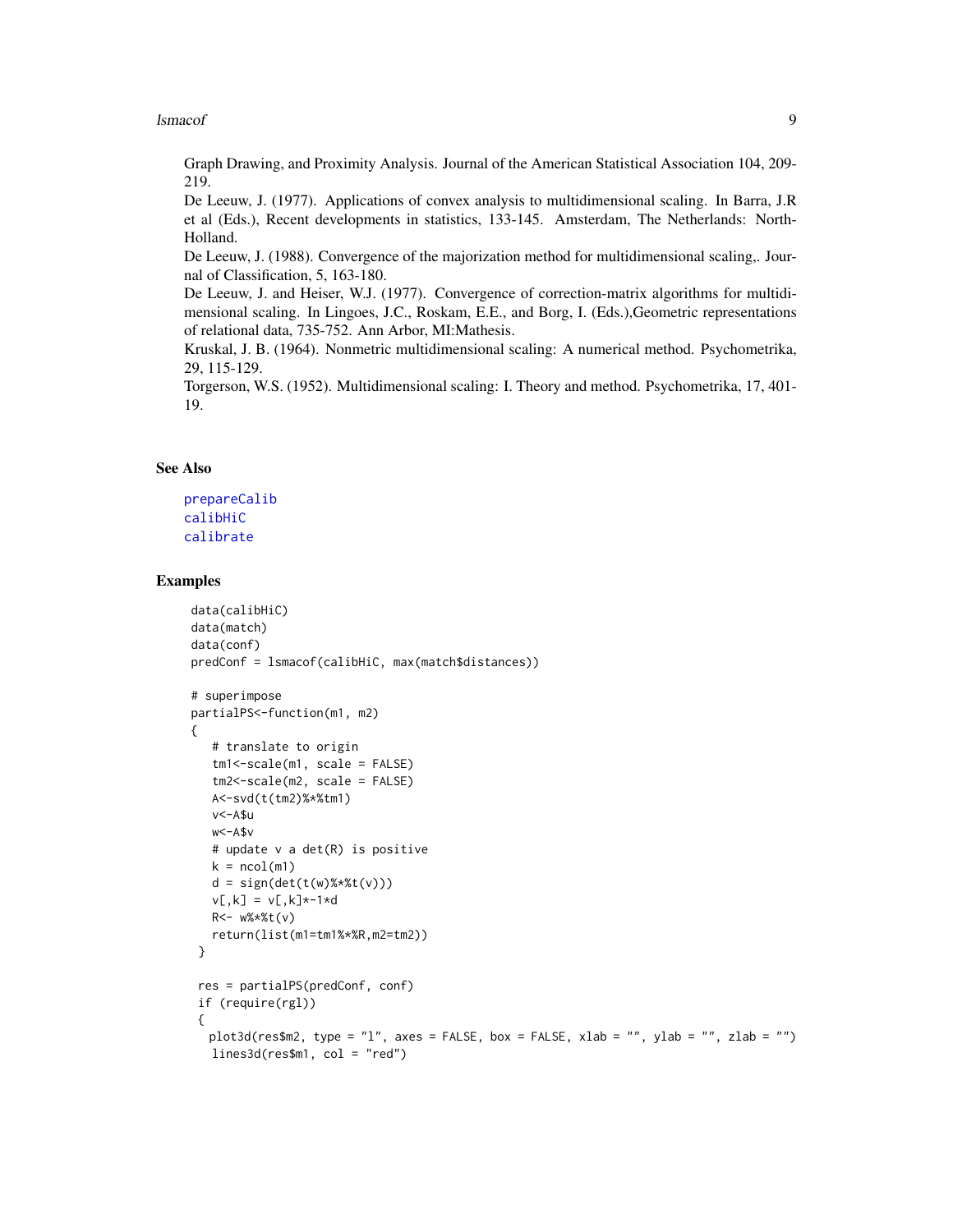Graph Drawing, and Proximity Analysis. Journal of the American Statistical Association 104, 209-219.

De Leeuw, J. (1977). Applications of convex analysis to multidimensional scaling. In Barra, J.R et al (Eds.), Recent developments in statistics, 133-145. Amsterdam, The Netherlands: North-Holland.

De Leeuw, J. (1988). Convergence of the majorization method for multidimensional scaling,. Journal of Classification, 5, 163-180.

De Leeuw, J. and Heiser, W.J. (1977). Convergence of correction-matrix algorithms for multidimensional scaling. In Lingoes, J.C., Roskam, E.E., and Borg, I. (Eds.),Geometric representations of relational data, 735-752. Ann Arbor, MI:Mathesis.

Kruskal, J. B. (1964). Nonmetric multidimensional scaling: A numerical method. Psychometrika, 29, 115-129.

Torgerson, W.S. (1952). Multidimensional scaling: I. Theory and method. Psychometrika, 17, 401-19.

## See Also

prepareCalib
calibHiC
calibrate

## Examples

```
data(calibHiC)
data(match)
data(conf)
predConf = lsmacof(calibHiC, max(match$distances))

# superimpose
partialPS<-function(m1, m2)
{
   # translate to origin
   tm1<-scale(m1, scale = FALSE)
   tm2<-scale(m2, scale = FALSE)
   A<-svd(t(tm2)%*%tm1)
   v<-A$u
   w<-A$v
   # update v a det(R) is positive
   k = ncol(m1)
   d = sign(det(t(w)%*%t(v)))
   v[,k] = v[,k]*-1*d
   R<- w%*%t(v)
   return(list(m1=tm1%*%R,m2=tm2))
 }

 res = partialPS(predConf, conf)
 if (require(rgl))
 {
  plot3d(res$m2, type = "l", axes = FALSE, box = FALSE, xlab = "", ylab = "", zlab = "")
   lines3d(res$m1, col = "red")
```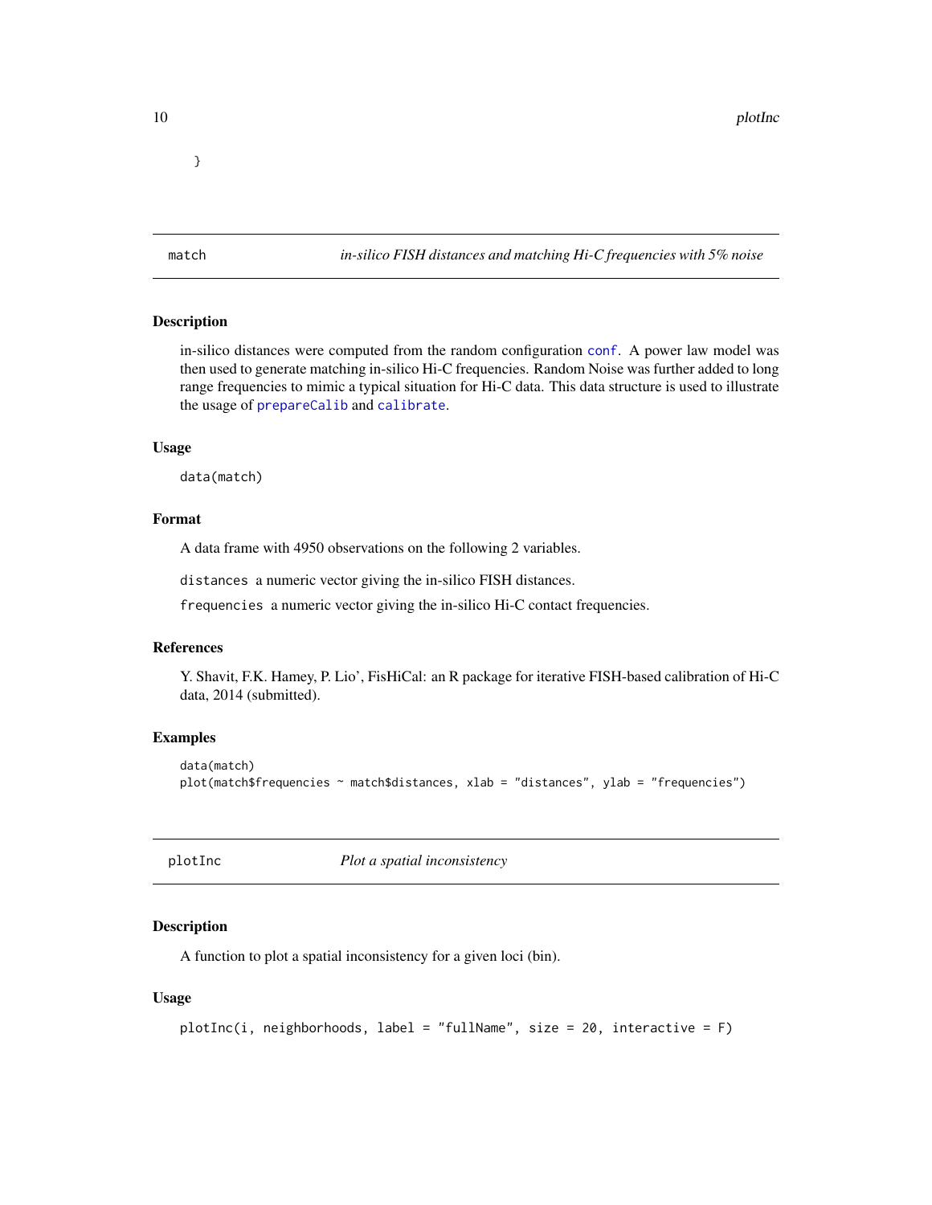```
}
```

## match — *in-silico FISH distances and matching Hi-C frequencies with 5% noise*

### Description

in-silico distances were computed from the random configuration `conf`. A power law model was then used to generate matching in-silico Hi-C frequencies. Random Noise was further added to long range frequencies to mimic a typical situation for Hi-C data. This data structure is used to illustrate the usage of `prepareCalib` and `calibrate`.

### Usage

```
data(match)
```

### Format

A data frame with 4950 observations on the following 2 variables.

`distances` a numeric vector giving the in-silico FISH distances.

`frequencies` a numeric vector giving the in-silico Hi-C contact frequencies.

### References

Y. Shavit, F.K. Hamey, P. Lio', FisHiCal: an R package for iterative FISH-based calibration of Hi-C data, 2014 (submitted).

### Examples

```
data(match)
plot(match$frequencies ~ match$distances, xlab = "distances", ylab = "frequencies")
```

## plotInc — *Plot a spatial inconsistency*

### Description

A function to plot a spatial inconsistency for a given loci (bin).

### Usage

```
plotInc(i, neighborhoods, label = "fullName", size = 20, interactive = F)
```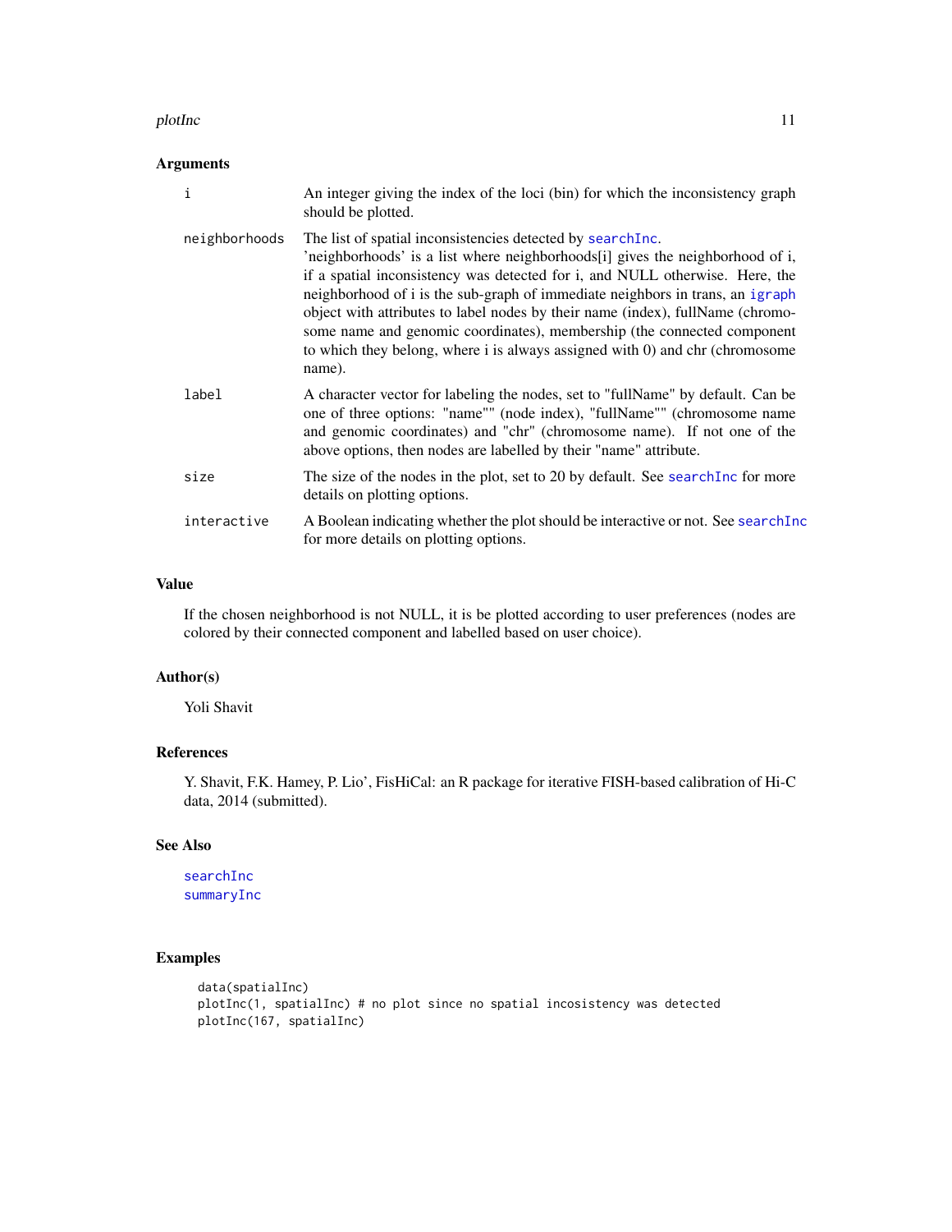### Arguments

| | |
|---|---|
| `i` | An integer giving the index of the loci (bin) for which the inconsistency graph should be plotted. |
| `neighborhoods` | The list of spatial inconsistencies detected by `searchInc`. 'neighborhoods' is a list where neighborhoods[i] gives the neighborhood of i, if a spatial inconsistency was detected for i, and NULL otherwise. Here, the neighborhood of i is the sub-graph of immediate neighbors in trans, an `igraph` object with attributes to label nodes by their name (index), fullName (chromosome name and genomic coordinates), membership (the connected component to which they belong, where i is always assigned with 0) and chr (chromosome name). |
| `label` | A character vector for labeling the nodes, set to "fullName" by default. Can be one of three options: "name"" (node index), "fullName"" (chromosome name and genomic coordinates) and "chr" (chromosome name). If not one of the above options, then nodes are labelled by their "name" attribute. |
| `size` | The size of the nodes in the plot, set to 20 by default. See `searchInc` for more details on plotting options. |
| `interactive` | A Boolean indicating whether the plot should be interactive or not. See `searchInc` for more details on plotting options. |

### Value

If the chosen neighborhood is not NULL, it is be plotted according to user preferences (nodes are colored by their connected component and labelled based on user choice).

### Author(s)

Yoli Shavit

### References

Y. Shavit, F.K. Hamey, P. Lio', FisHiCal: an R package for iterative FISH-based calibration of Hi-C data, 2014 (submitted).

### See Also

`searchInc`
`summaryInc`

### Examples

```
data(spatialInc)
plotInc(1, spatialInc) # no plot since no spatial incosistency was detected
plotInc(167, spatialInc)
```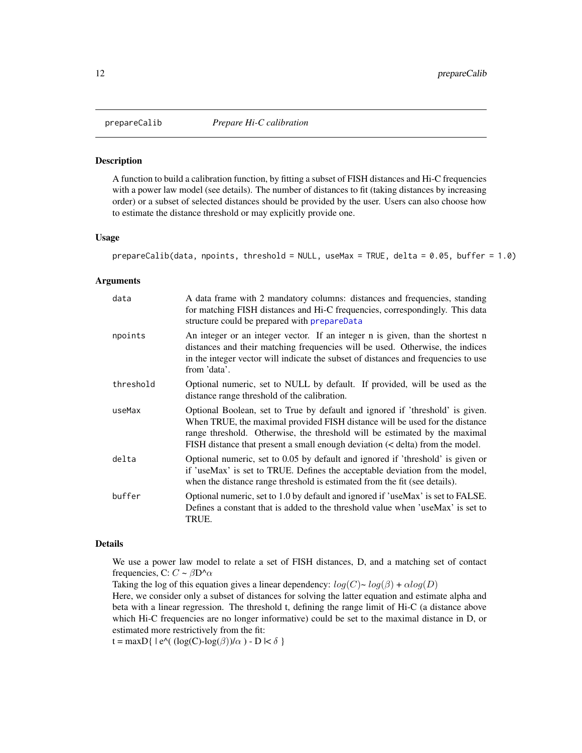# prepareCalib *Prepare Hi-C calibration*

## Description

A function to build a calibration function, by fitting a subset of FISH distances and Hi-C frequencies with a power law model (see details). The number of distances to fit (taking distances by increasing order) or a subset of selected distances should be provided by the user. Users can also choose how to estimate the distance threshold or may explicitly provide one.

## Usage

```
prepareCalib(data, npoints, threshold = NULL, useMax = TRUE, delta = 0.05, buffer = 1.0)
```

## Arguments

| | |
|---|---|
| `data` | A data frame with 2 mandatory columns: distances and frequencies, standing for matching FISH distances and Hi-C frequencies, correspondingly. This data structure could be prepared with `prepareData` |
| `npoints` | An integer or an integer vector. If an integer n is given, than the shortest n distances and their matching frequencies will be used. Otherwise, the indices in the integer vector will indicate the subset of distances and frequencies to use from 'data'. |
| `threshold` | Optional numeric, set to NULL by default. If provided, will be used as the distance range threshold of the calibration. |
| `useMax` | Optional Boolean, set to True by default and ignored if 'threshold' is given. When TRUE, the maximal provided FISH distance will be used for the distance range threshold. Otherwise, the threshold will be estimated by the maximal FISH distance that present a small enough deviation (< delta) from the model. |
| `delta` | Optional numeric, set to 0.05 by default and ignored if 'threshold' is given or if 'useMax' is set to TRUE. Defines the acceptable deviation from the model, when the distance range threshold is estimated from the fit (see details). |
| `buffer` | Optional numeric, set to 1.0 by default and ignored if 'useMax' is set to FALSE. Defines a constant that is added to the threshold value when 'useMax' is set to TRUE. |

## Details

We use a power law model to relate a set of FISH distances, D, and a matching set of contact frequencies, C: $C \sim \beta D^\alpha$

Taking the log of this equation gives a linear dependency: $log(C) \sim log(\beta) + \alpha log(D)$

Here, we consider only a subset of distances for solving the latter equation and estimate alpha and beta with a linear regression. The threshold t, defining the range limit of Hi-C (a distance above which Hi-C frequencies are no longer informative) could be set to the maximal distance in D, or estimated more restrictively from the fit:

$t = \max D\{ \mid e^{(\log(C)-\log(\beta))/\alpha} - D \mid < \delta \}$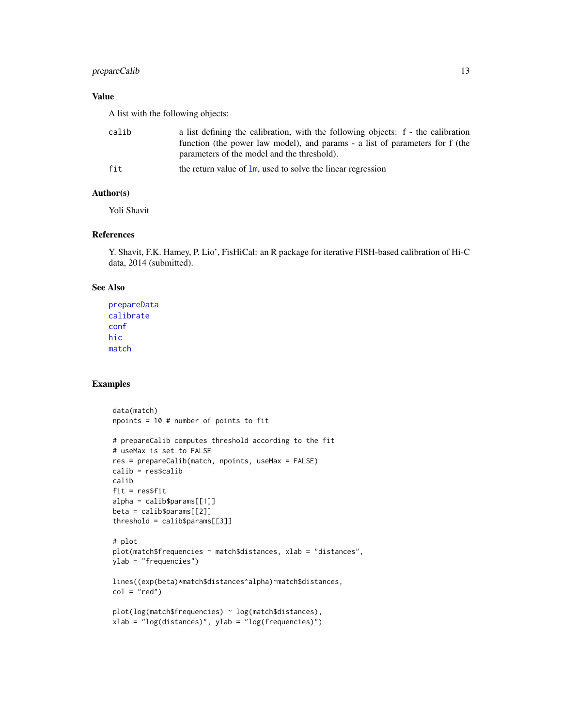### Value

A list with the following objects:

| | |
|---|---|
| calib | a list defining the calibration, with the following objects: f - the calibration function (the power law model), and params - a list of parameters for f (the parameters of the model and the threshold). |
| fit | the return value of lm, used to solve the linear regression |

### Author(s)

Yoli Shavit

### References

Y. Shavit, F.K. Hamey, P. Lio', FisHiCal: an R package for iterative FISH-based calibration of Hi-C data, 2014 (submitted).

### See Also

prepareData
calibrate
conf
hic
match

### Examples

```
data(match)
npoints = 10 # number of points to fit

# prepareCalib computes threshold according to the fit
# useMax is set to FALSE
res = prepareCalib(match, npoints, useMax = FALSE)
calib = res$calib
calib
fit = res$fit
alpha = calib$params[[1]]
beta = calib$params[[2]]
threshold = calib$params[[3]]

# plot
plot(match$frequencies ~ match$distances, xlab = "distances",
ylab = "frequencies")

lines((exp(beta)*match$distances^alpha)~match$distances,
col = "red")

plot(log(match$frequencies) ~ log(match$distances),
xlab = "log(distances)", ylab = "log(frequencies)")
```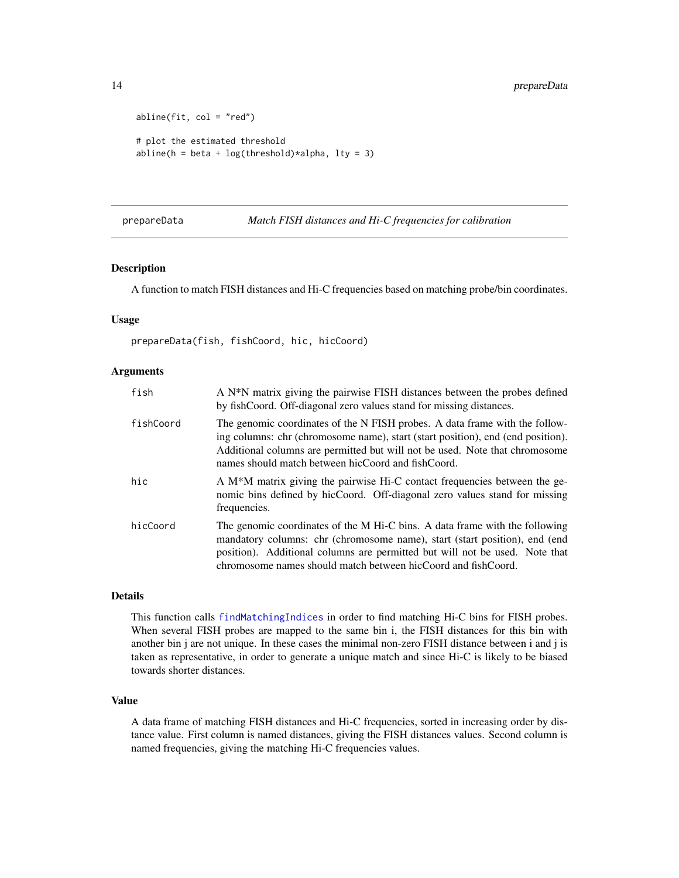```
abline(fit, col = "red")

# plot the estimated threshold
abline(h = beta + log(threshold)*alpha, lty = 3)
```

## prepareData *Match FISH distances and Hi-C frequencies for calibration*

### Description

A function to match FISH distances and Hi-C frequencies based on matching probe/bin coordinates.

### Usage

```
prepareData(fish, fishCoord, hic, hicCoord)
```

### Arguments

| | |
|---|---|
| fish | A N*N matrix giving the pairwise FISH distances between the probes defined by fishCoord. Off-diagonal zero values stand for missing distances. |
| fishCoord | The genomic coordinates of the N FISH probes. A data frame with the following columns: chr (chromosome name), start (start position), end (end position). Additional columns are permitted but will not be used. Note that chromosome names should match between hicCoord and fishCoord. |
| hic | A M*M matrix giving the pairwise Hi-C contact frequencies between the genomic bins defined by hicCoord. Off-diagonal zero values stand for missing frequencies. |
| hicCoord | The genomic coordinates of the M Hi-C bins. A data frame with the following mandatory columns: chr (chromosome name), start (start position), end (end position). Additional columns are permitted but will not be used. Note that chromosome names should match between hicCoord and fishCoord. |

### Details

This function calls `findMatchingIndices` in order to find matching Hi-C bins for FISH probes. When several FISH probes are mapped to the same bin i, the FISH distances for this bin with another bin j are not unique. In these cases the minimal non-zero FISH distance between i and j is taken as representative, in order to generate a unique match and since Hi-C is likely to be biased towards shorter distances.

### Value

A data frame of matching FISH distances and Hi-C frequencies, sorted in increasing order by distance value. First column is named distances, giving the FISH distances values. Second column is named frequencies, giving the matching Hi-C frequencies values.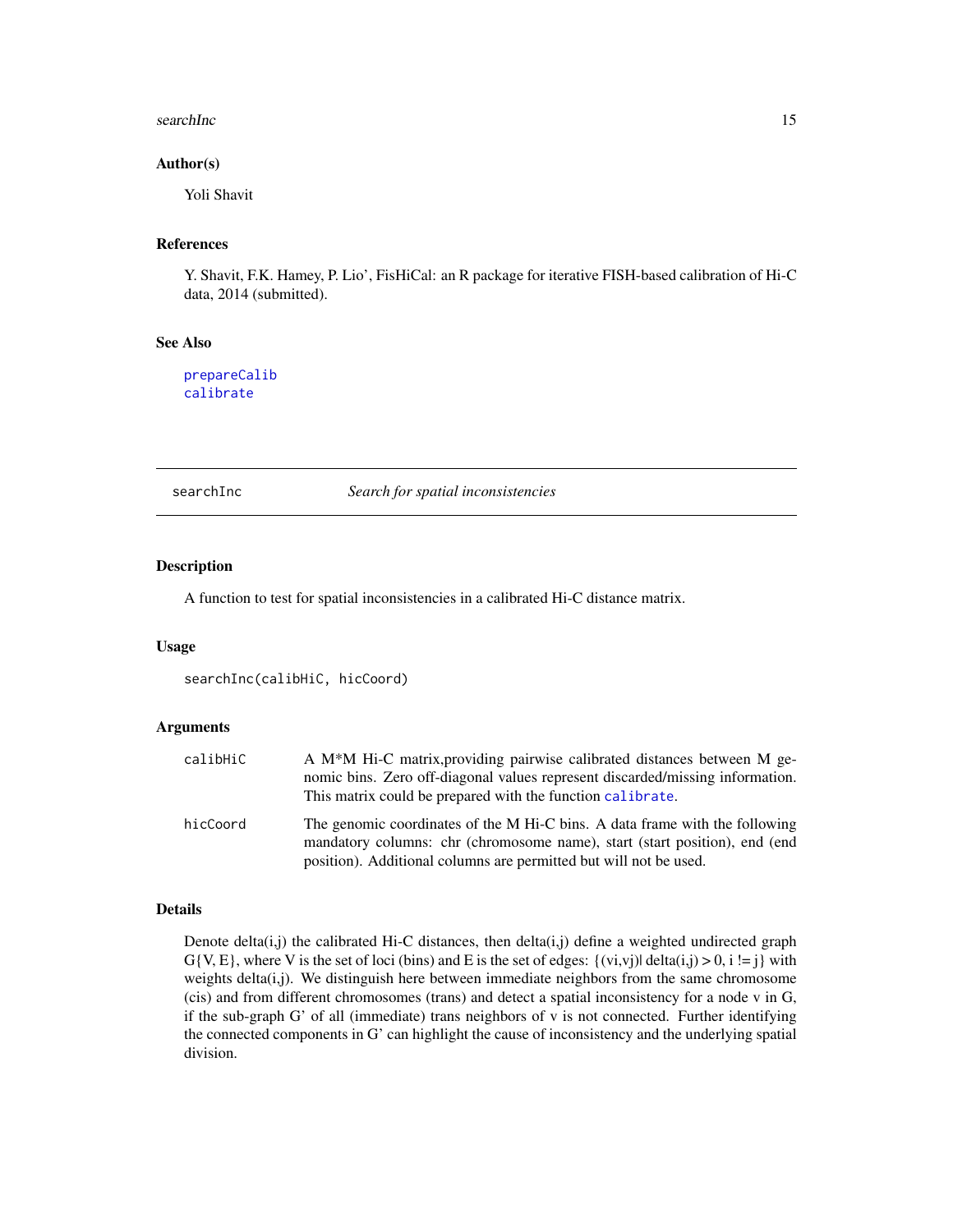### Author(s)

Yoli Shavit

### References

Y. Shavit, F.K. Hamey, P. Lio', FisHiCal: an R package for iterative FISH-based calibration of Hi-C data, 2014 (submitted).

### See Also

prepareCalib
calibrate

---

## searchInc — *Search for spatial inconsistencies*

### Description

A function to test for spatial inconsistencies in a calibrated Hi-C distance matrix.

### Usage

```
searchInc(calibHiC, hicCoord)
```

### Arguments

| | |
|---|---|
| calibHiC | A M*M Hi-C matrix,providing pairwise calibrated distances between M genomic bins. Zero off-diagonal values represent discarded/missing information. This matrix could be prepared with the function calibrate. |
| hicCoord | The genomic coordinates of the M Hi-C bins. A data frame with the following mandatory columns: chr (chromosome name), start (start position), end (end position). Additional columns are permitted but will not be used. |

### Details

Denote delta(i,j) the calibrated Hi-C distances, then delta(i,j) define a weighted undirected graph G{V, E}, where V is the set of loci (bins) and E is the set of edges: {(vi,vj)| delta(i,j) > 0, i != j} with weights delta(i,j). We distinguish here between immediate neighbors from the same chromosome (cis) and from different chromosomes (trans) and detect a spatial inconsistency for a node v in G, if the sub-graph G' of all (immediate) trans neighbors of v is not connected. Further identifying the connected components in G' can highlight the cause of inconsistency and the underlying spatial division.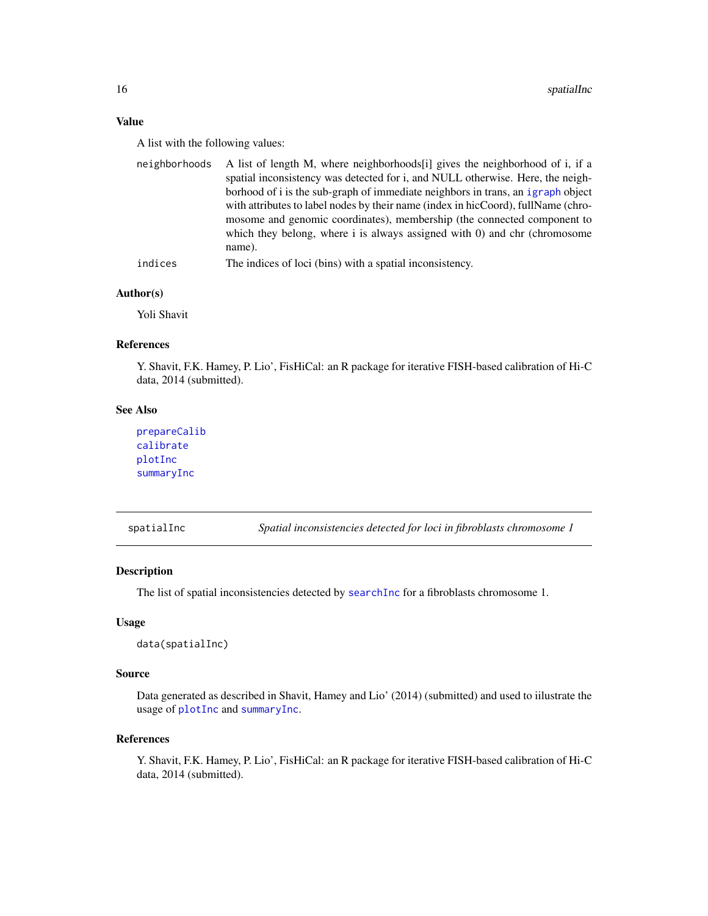### Value

A list with the following values:

- `neighborhoods` — A list of length M, where neighborhoods[i] gives the neighborhood of i, if a spatial inconsistency was detected for i, and NULL otherwise. Here, the neighborhood of i is the sub-graph of immediate neighbors in trans, an `igraph` object with attributes to label nodes by their name (index in hicCoord), fullName (chromosome and genomic coordinates), membership (the connected component to which they belong, where i is always assigned with 0) and chr (chromosome name).
- `indices` — The indices of loci (bins) with a spatial inconsistency.

### Author(s)

Yoli Shavit

### References

Y. Shavit, F.K. Hamey, P. Lio', FisHiCal: an R package for iterative FISH-based calibration of Hi-C data, 2014 (submitted).

### See Also

`prepareCalib`
`calibrate`
`plotInc`
`summaryInc`

---

## spatialInc — *Spatial inconsistencies detected for loci in fibroblasts chromosome 1*

### Description

The list of spatial inconsistencies detected by `searchInc` for a fibroblasts chromosome 1.

### Usage

```
data(spatialInc)
```

### Source

Data generated as described in Shavit, Hamey and Lio' (2014) (submitted) and used to iilustrate the usage of `plotInc` and `summaryInc`.

### References

Y. Shavit, F.K. Hamey, P. Lio', FisHiCal: an R package for iterative FISH-based calibration of Hi-C data, 2014 (submitted).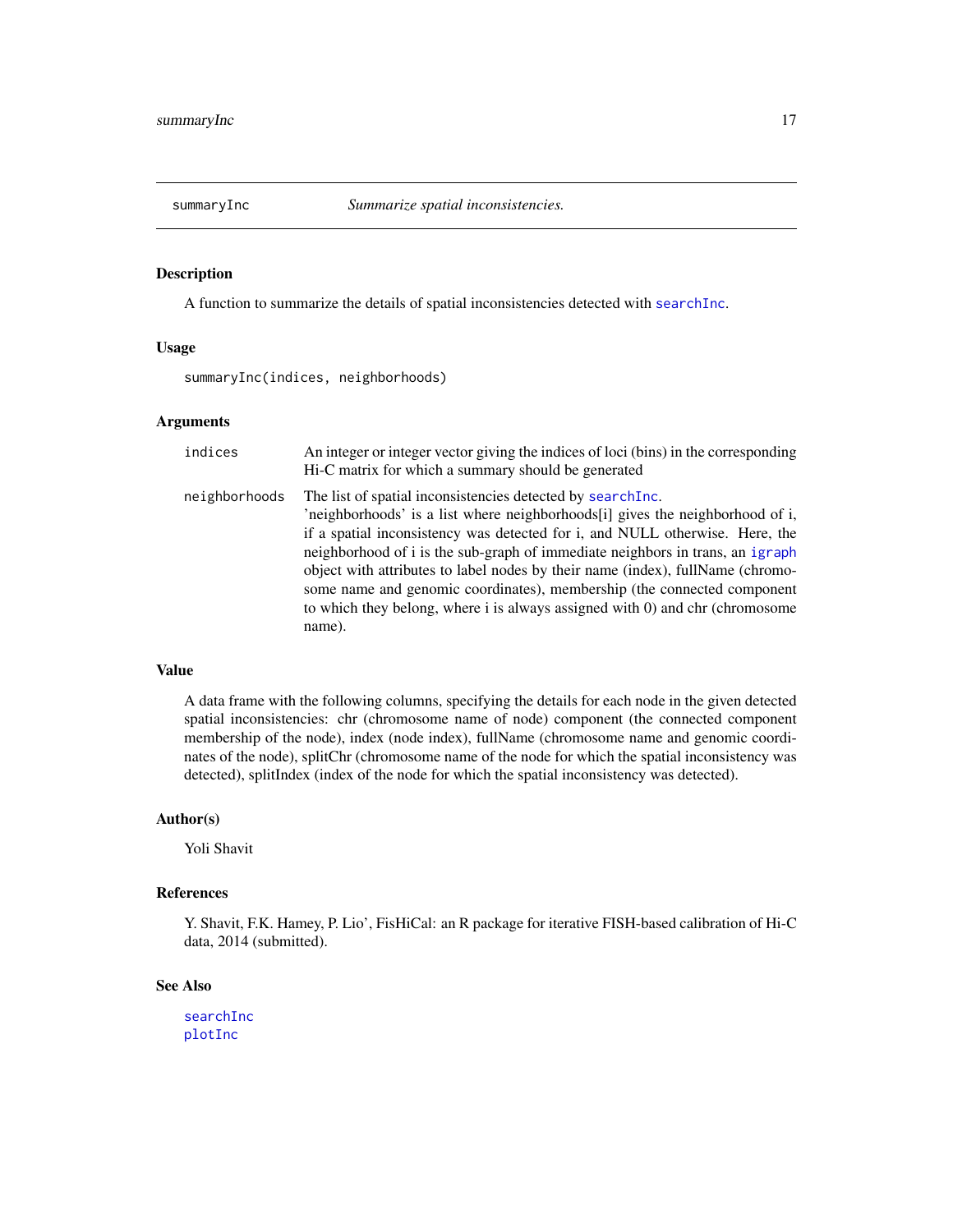# summaryInc *Summarize spatial inconsistencies.*

## Description

A function to summarize the details of spatial inconsistencies detected with searchInc.

## Usage

```
summaryInc(indices, neighborhoods)
```

## Arguments

| | |
|---|---|
| indices | An integer or integer vector giving the indices of loci (bins) in the corresponding Hi-C matrix for which a summary should be generated |
| neighborhoods | The list of spatial inconsistencies detected by searchInc. 'neighborhoods' is a list where neighborhoods[i] gives the neighborhood of i, if a spatial inconsistency was detected for i, and NULL otherwise. Here, the neighborhood of i is the sub-graph of immediate neighbors in trans, an igraph object with attributes to label nodes by their name (index), fullName (chromosome name and genomic coordinates), membership (the connected component to which they belong, where i is always assigned with 0) and chr (chromosome name). |

## Value

A data frame with the following columns, specifying the details for each node in the given detected spatial inconsistencies: chr (chromosome name of node) component (the connected component membership of the node), index (node index), fullName (chromosome name and genomic coordinates of the node), splitChr (chromosome name of the node for which the spatial inconsistency was detected), splitIndex (index of the node for which the spatial inconsistency was detected).

## Author(s)

Yoli Shavit

## References

Y. Shavit, F.K. Hamey, P. Lio', FisHiCal: an R package for iterative FISH-based calibration of Hi-C data, 2014 (submitted).

## See Also

searchInc
plotInc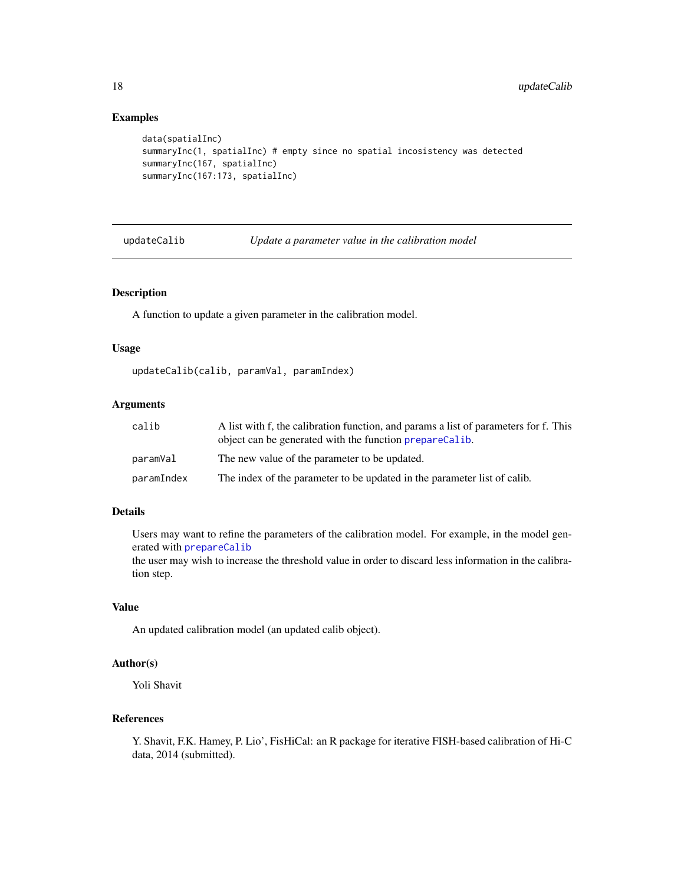## Examples

```
data(spatialInc)
summaryInc(1, spatialInc) # empty since no spatial incosistency was detected
summaryInc(167, spatialInc)
summaryInc(167:173, spatialInc)
```

---

# updateCalib — *Update a parameter value in the calibration model*

### Description

A function to update a given parameter in the calibration model.

### Usage

```
updateCalib(calib, paramVal, paramIndex)
```

### Arguments

| | |
|---|---|
| calib | A list with f, the calibration function, and params a list of parameters for f. This object can be generated with the function prepareCalib. |
| paramVal | The new value of the parameter to be updated. |
| paramIndex | The index of the parameter to be updated in the parameter list of calib. |

### Details

Users may want to refine the parameters of the calibration model. For example, in the model generated with prepareCalib
the user may wish to increase the threshold value in order to discard less information in the calibration step.

### Value

An updated calibration model (an updated calib object).

### Author(s)

Yoli Shavit

### References

Y. Shavit, F.K. Hamey, P. Lio', FisHiCal: an R package for iterative FISH-based calibration of Hi-C data, 2014 (submitted).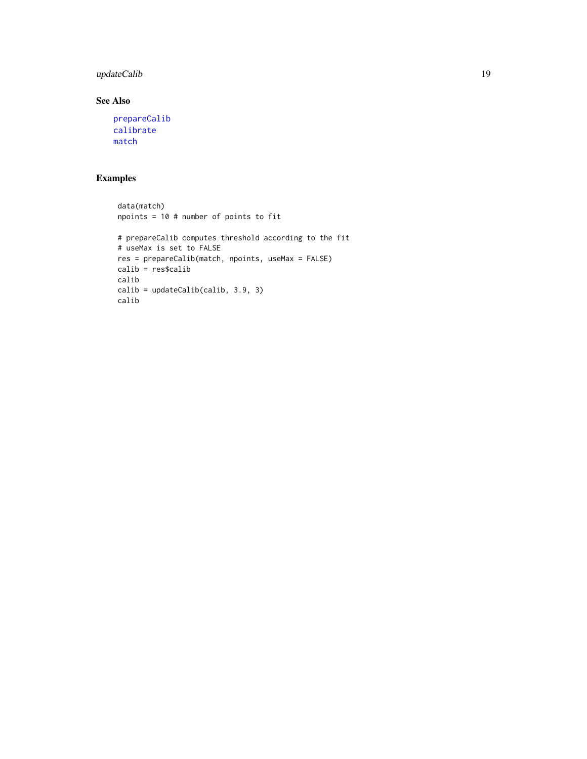## See Also

prepareCalib
calibrate
match

## Examples

```
data(match)
npoints = 10 # number of points to fit

# prepareCalib computes threshold according to the fit
# useMax is set to FALSE
res = prepareCalib(match, npoints, useMax = FALSE)
calib = res$calib
calib
calib = updateCalib(calib, 3.9, 3)
calib
```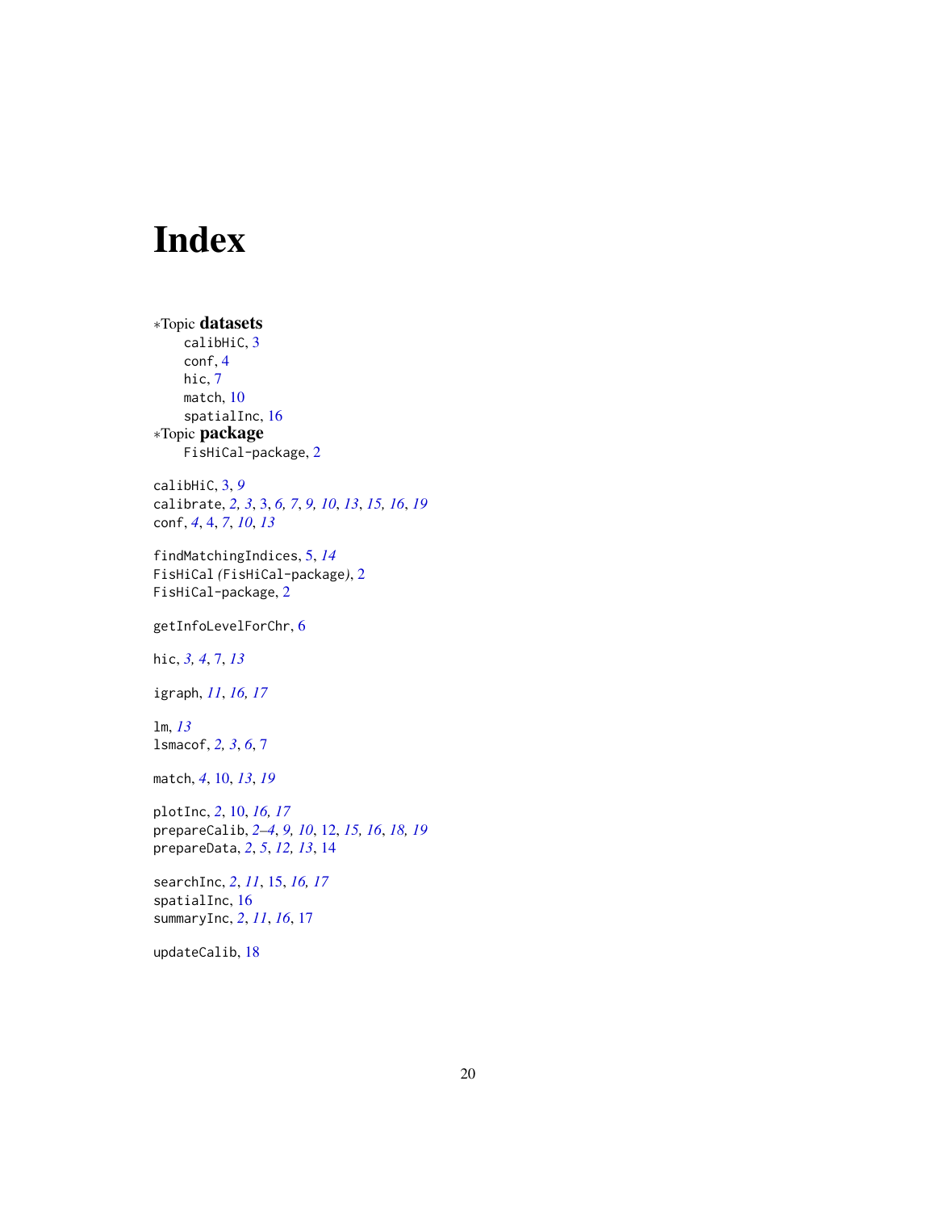# Index

∗Topic **datasets**
- calibHiC, 3
- conf, 4
- hic, 7
- match, 10
- spatialInc, 16

∗Topic **package**
- FisHiCal-package, 2

calibHiC, 3, *9*
calibrate, *2, 3*, 3, *6, 7*, *9, 10*, *13*, *15, 16*, *19*
conf, *4*, 4, *7*, *10*, *13*

findMatchingIndices, 5, *14*
FisHiCal *(*FisHiCal-package*)*, 2
FisHiCal-package, 2

getInfoLevelForChr, 6

hic, *3, 4*, 7, *13*

igraph, *11*, *16, 17*

lm, *13*
lsmacof, *2, 3*, *6*, 7

match, *4*, 10, *13*, *19*

plotInc, *2*, 10, *16, 17*
prepareCalib, *2–4*, *9, 10*, 12, *15, 16*, *18, 19*
prepareData, *2*, *5*, *12, 13*, 14

searchInc, *2*, *11*, 15, *16, 17*
spatialInc, 16
summaryInc, *2*, *11*, *16*, 17

updateCalib, 18